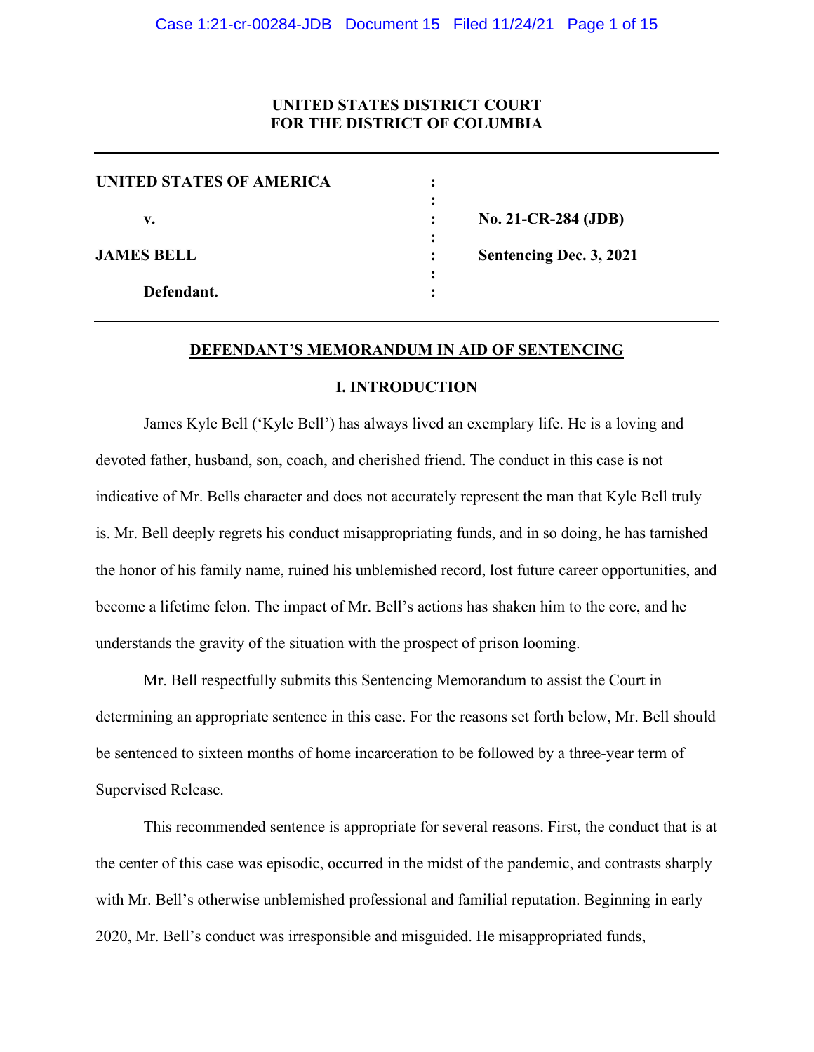**UNITED STATES DISTRICT COURT**
**FOR THE DISTRICT OF COLUMBIA**

| | | |
|---|---|---|
| **UNITED STATES OF AMERICA** | : | |
| | : | |
| **v.** | : | **No. 21-CR-284 (JDB)** |
| | : | |
| **JAMES BELL** | : | **Sentencing Dec. 3, 2021** |
| | : | |
| **Defendant.** | : | |

## DEFENDANT'S MEMORANDUM IN AID OF SENTENCING

### I. INTRODUCTION

James Kyle Bell ('Kyle Bell') has always lived an exemplary life. He is a loving and devoted father, husband, son, coach, and cherished friend. The conduct in this case is not indicative of Mr. Bells character and does not accurately represent the man that Kyle Bell truly is. Mr. Bell deeply regrets his conduct misappropriating funds, and in so doing, he has tarnished the honor of his family name, ruined his unblemished record, lost future career opportunities, and become a lifetime felon. The impact of Mr. Bell's actions has shaken him to the core, and he understands the gravity of the situation with the prospect of prison looming.

Mr. Bell respectfully submits this Sentencing Memorandum to assist the Court in determining an appropriate sentence in this case. For the reasons set forth below, Mr. Bell should be sentenced to sixteen months of home incarceration to be followed by a three-year term of Supervised Release.

This recommended sentence is appropriate for several reasons. First, the conduct that is at the center of this case was episodic, occurred in the midst of the pandemic, and contrasts sharply with Mr. Bell's otherwise unblemished professional and familial reputation. Beginning in early 2020, Mr. Bell's conduct was irresponsible and misguided. He misappropriated funds,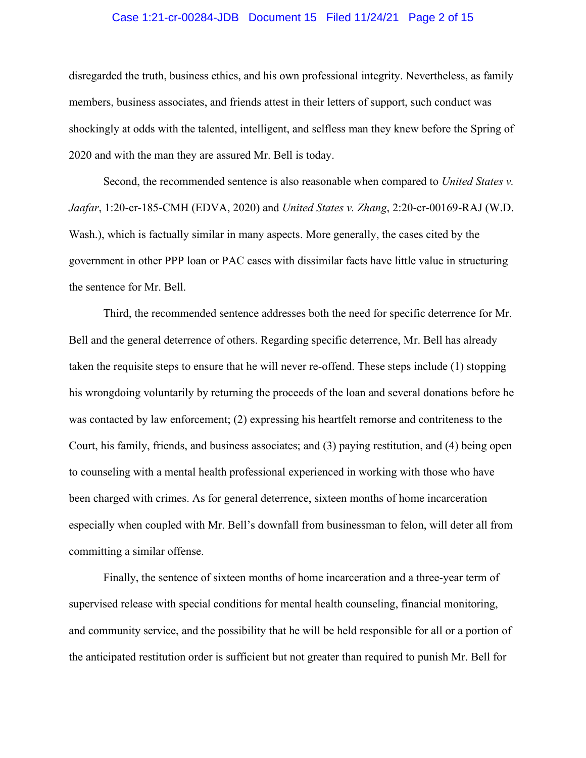disregarded the truth, business ethics, and his own professional integrity. Nevertheless, as family members, business associates, and friends attest in their letters of support, such conduct was shockingly at odds with the talented, intelligent, and selfless man they knew before the Spring of 2020 and with the man they are assured Mr. Bell is today.

Second, the recommended sentence is also reasonable when compared to *United States v. Jaafar*, 1:20-cr-185-CMH (EDVA, 2020) and *United States v. Zhang*, 2:20-cr-00169-RAJ (W.D. Wash.), which is factually similar in many aspects. More generally, the cases cited by the government in other PPP loan or PAC cases with dissimilar facts have little value in structuring the sentence for Mr. Bell.

Third, the recommended sentence addresses both the need for specific deterrence for Mr. Bell and the general deterrence of others. Regarding specific deterrence, Mr. Bell has already taken the requisite steps to ensure that he will never re-offend. These steps include (1) stopping his wrongdoing voluntarily by returning the proceeds of the loan and several donations before he was contacted by law enforcement; (2) expressing his heartfelt remorse and contriteness to the Court, his family, friends, and business associates; and (3) paying restitution, and (4) being open to counseling with a mental health professional experienced in working with those who have been charged with crimes. As for general deterrence, sixteen months of home incarceration especially when coupled with Mr. Bell's downfall from businessman to felon, will deter all from committing a similar offense.

Finally, the sentence of sixteen months of home incarceration and a three-year term of supervised release with special conditions for mental health counseling, financial monitoring, and community service, and the possibility that he will be held responsible for all or a portion of the anticipated restitution order is sufficient but not greater than required to punish Mr. Bell for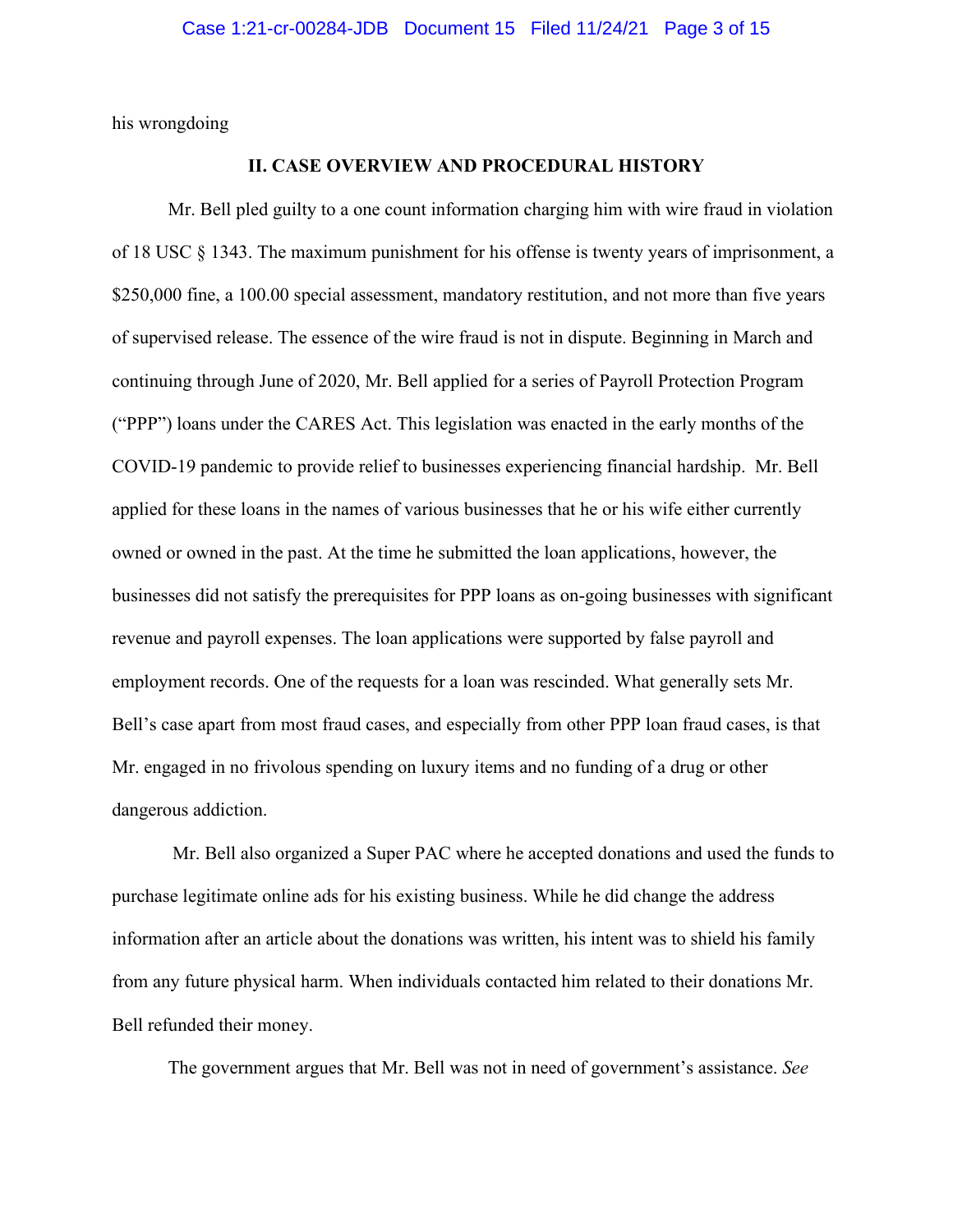his wrongdoing

## II. CASE OVERVIEW AND PROCEDURAL HISTORY

Mr. Bell pled guilty to a one count information charging him with wire fraud in violation of 18 USC § 1343. The maximum punishment for his offense is twenty years of imprisonment, a $250,000 fine, a 100.00 special assessment, mandatory restitution, and not more than five years of supervised release. The essence of the wire fraud is not in dispute. Beginning in March and continuing through June of 2020, Mr. Bell applied for a series of Payroll Protection Program ("PPP") loans under the CARES Act. This legislation was enacted in the early months of the COVID-19 pandemic to provide relief to businesses experiencing financial hardship. Mr. Bell applied for these loans in the names of various businesses that he or his wife either currently owned or owned in the past. At the time he submitted the loan applications, however, the businesses did not satisfy the prerequisites for PPP loans as on-going businesses with significant revenue and payroll expenses. The loan applications were supported by false payroll and employment records. One of the requests for a loan was rescinded. What generally sets Mr. Bell's case apart from most fraud cases, and especially from other PPP loan fraud cases, is that Mr. engaged in no frivolous spending on luxury items and no funding of a drug or other dangerous addiction.

Mr. Bell also organized a Super PAC where he accepted donations and used the funds to purchase legitimate online ads for his existing business. While he did change the address information after an article about the donations was written, his intent was to shield his family from any future physical harm. When individuals contacted him related to their donations Mr. Bell refunded their money.

The government argues that Mr. Bell was not in need of government's assistance. *See*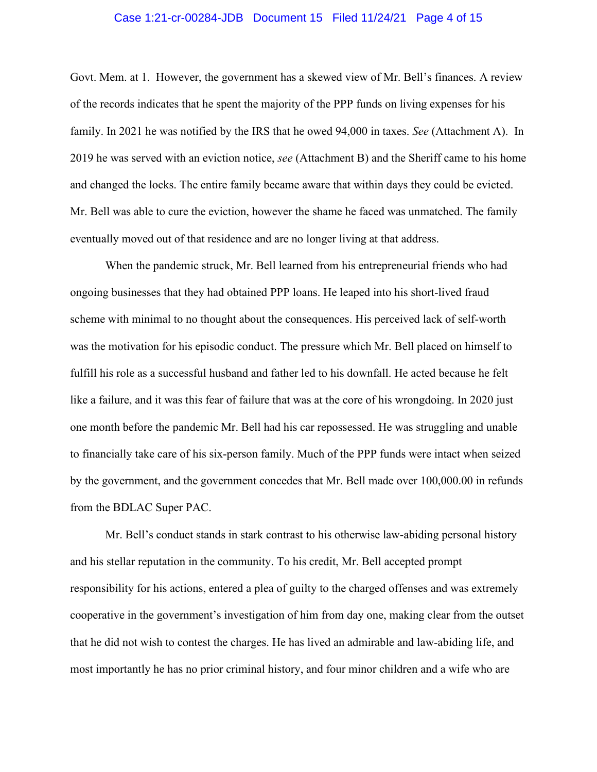Govt. Mem. at 1. However, the government has a skewed view of Mr. Bell's finances. A review of the records indicates that he spent the majority of the PPP funds on living expenses for his family. In 2021 he was notified by the IRS that he owed 94,000 in taxes. *See* (Attachment A). In 2019 he was served with an eviction notice, *see* (Attachment B) and the Sheriff came to his home and changed the locks. The entire family became aware that within days they could be evicted. Mr. Bell was able to cure the eviction, however the shame he faced was unmatched. The family eventually moved out of that residence and are no longer living at that address.

When the pandemic struck, Mr. Bell learned from his entrepreneurial friends who had ongoing businesses that they had obtained PPP loans. He leaped into his short-lived fraud scheme with minimal to no thought about the consequences. His perceived lack of self-worth was the motivation for his episodic conduct. The pressure which Mr. Bell placed on himself to fulfill his role as a successful husband and father led to his downfall. He acted because he felt like a failure, and it was this fear of failure that was at the core of his wrongdoing. In 2020 just one month before the pandemic Mr. Bell had his car repossessed. He was struggling and unable to financially take care of his six-person family. Much of the PPP funds were intact when seized by the government, and the government concedes that Mr. Bell made over 100,000.00 in refunds from the BDLAC Super PAC.

Mr. Bell's conduct stands in stark contrast to his otherwise law-abiding personal history and his stellar reputation in the community. To his credit, Mr. Bell accepted prompt responsibility for his actions, entered a plea of guilty to the charged offenses and was extremely cooperative in the government's investigation of him from day one, making clear from the outset that he did not wish to contest the charges. He has lived an admirable and law-abiding life, and most importantly he has no prior criminal history, and four minor children and a wife who are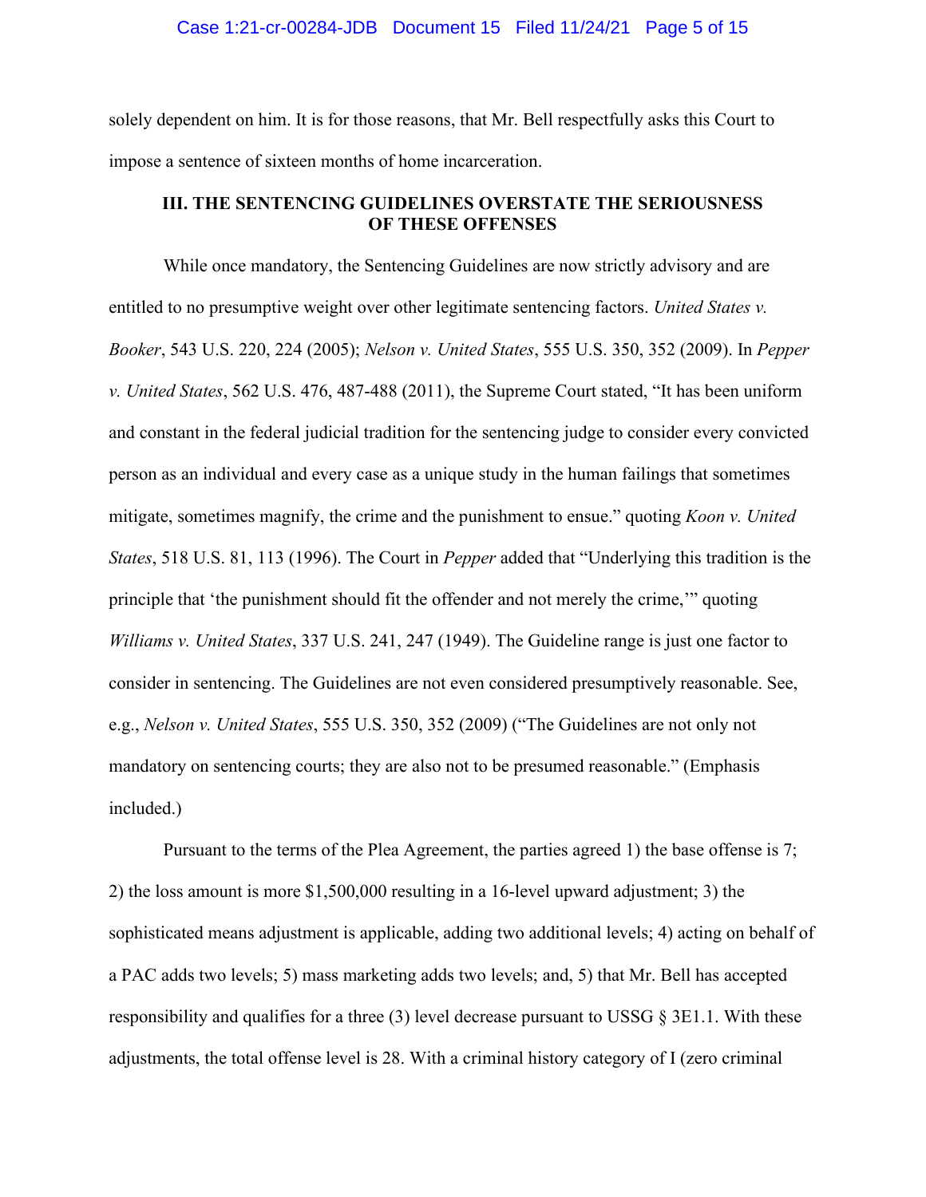solely dependent on him. It is for those reasons, that Mr. Bell respectfully asks this Court to impose a sentence of sixteen months of home incarceration.

### III. THE SENTENCING GUIDELINES OVERSTATE THE SERIOUSNESS OF THESE OFFENSES

While once mandatory, the Sentencing Guidelines are now strictly advisory and are entitled to no presumptive weight over other legitimate sentencing factors. *United States v. Booker*, 543 U.S. 220, 224 (2005); *Nelson v. United States*, 555 U.S. 350, 352 (2009). In *Pepper v. United States*, 562 U.S. 476, 487-488 (2011), the Supreme Court stated, "It has been uniform and constant in the federal judicial tradition for the sentencing judge to consider every convicted person as an individual and every case as a unique study in the human failings that sometimes mitigate, sometimes magnify, the crime and the punishment to ensue." quoting *Koon v. United States*, 518 U.S. 81, 113 (1996). The Court in *Pepper* added that "Underlying this tradition is the principle that 'the punishment should fit the offender and not merely the crime,'" quoting *Williams v. United States*, 337 U.S. 241, 247 (1949). The Guideline range is just one factor to consider in sentencing. The Guidelines are not even considered presumptively reasonable. See, e.g., *Nelson v. United States*, 555 U.S. 350, 352 (2009) ("The Guidelines are not only not mandatory on sentencing courts; they are also not to be presumed reasonable." (Emphasis included.)

Pursuant to the terms of the Plea Agreement, the parties agreed 1) the base offense is 7; 2) the loss amount is more $1,500,000 resulting in a 16-level upward adjustment; 3) the sophisticated means adjustment is applicable, adding two additional levels; 4) acting on behalf of a PAC adds two levels; 5) mass marketing adds two levels; and, 5) that Mr. Bell has accepted responsibility and qualifies for a three (3) level decrease pursuant to USSG § 3E1.1. With these adjustments, the total offense level is 28. With a criminal history category of I (zero criminal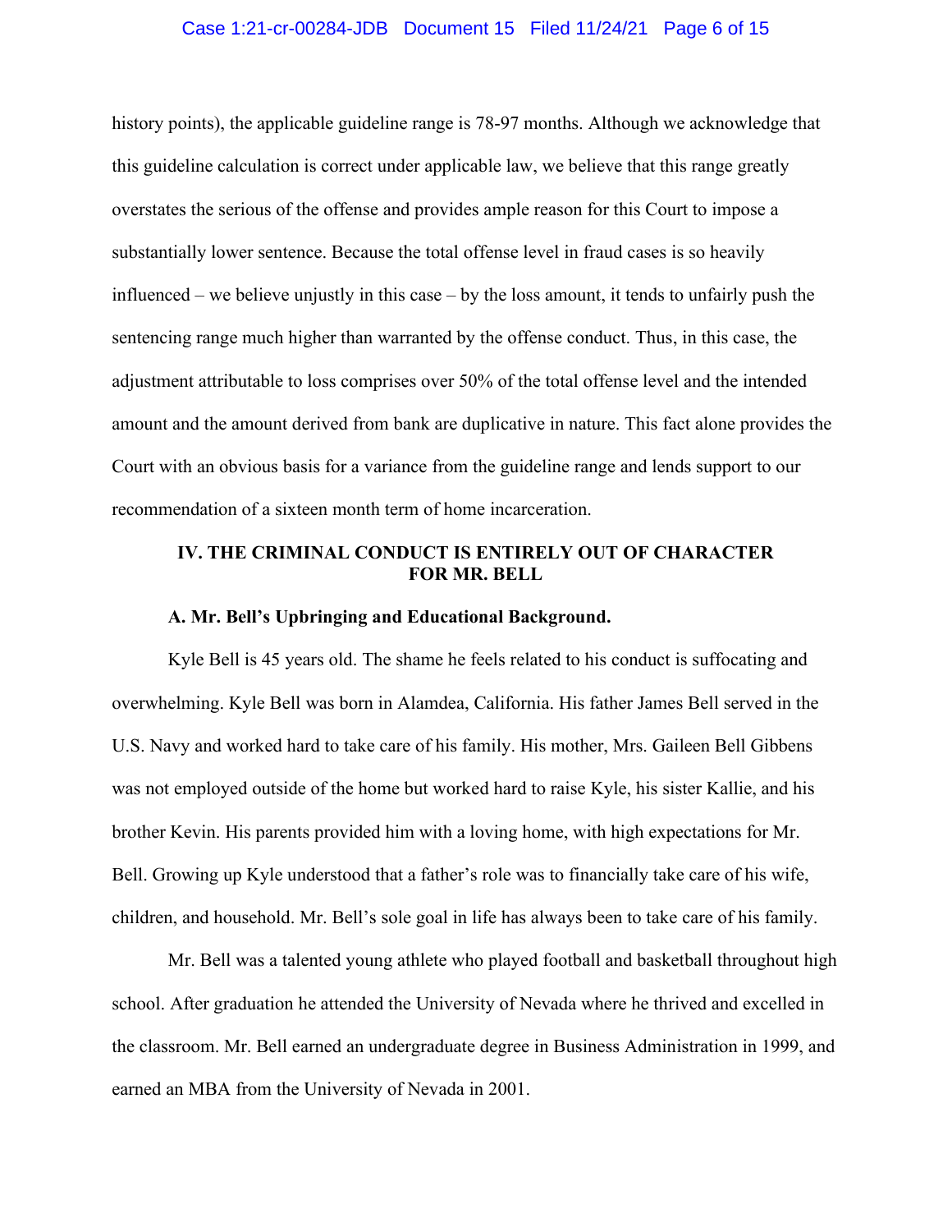history points), the applicable guideline range is 78-97 months. Although we acknowledge that this guideline calculation is correct under applicable law, we believe that this range greatly overstates the serious of the offense and provides ample reason for this Court to impose a substantially lower sentence. Because the total offense level in fraud cases is so heavily influenced – we believe unjustly in this case – by the loss amount, it tends to unfairly push the sentencing range much higher than warranted by the offense conduct. Thus, in this case, the adjustment attributable to loss comprises over 50% of the total offense level and the intended amount and the amount derived from bank are duplicative in nature. This fact alone provides the Court with an obvious basis for a variance from the guideline range and lends support to our recommendation of a sixteen month term of home incarceration.

## IV. THE CRIMINAL CONDUCT IS ENTIRELY OUT OF CHARACTER FOR MR. BELL

### A. Mr. Bell's Upbringing and Educational Background.

Kyle Bell is 45 years old. The shame he feels related to his conduct is suffocating and overwhelming. Kyle Bell was born in Alamdea, California. His father James Bell served in the U.S. Navy and worked hard to take care of his family. His mother, Mrs. Gaileen Bell Gibbens was not employed outside of the home but worked hard to raise Kyle, his sister Kallie, and his brother Kevin. His parents provided him with a loving home, with high expectations for Mr. Bell. Growing up Kyle understood that a father's role was to financially take care of his wife, children, and household. Mr. Bell's sole goal in life has always been to take care of his family.

Mr. Bell was a talented young athlete who played football and basketball throughout high school. After graduation he attended the University of Nevada where he thrived and excelled in the classroom. Mr. Bell earned an undergraduate degree in Business Administration in 1999, and earned an MBA from the University of Nevada in 2001.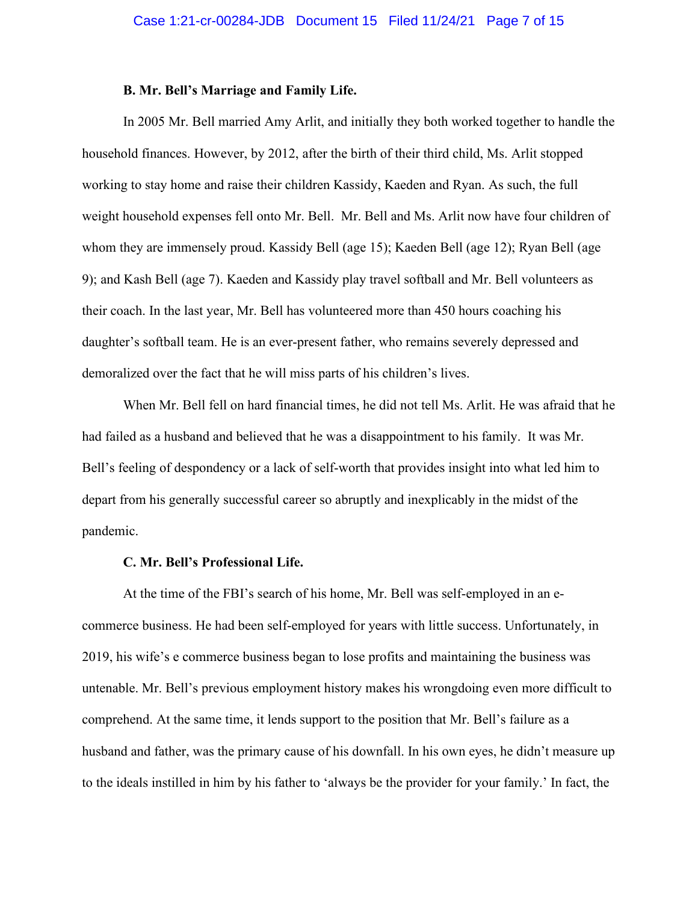**B. Mr. Bell's Marriage and Family Life.**

In 2005 Mr. Bell married Amy Arlit, and initially they both worked together to handle the household finances. However, by 2012, after the birth of their third child, Ms. Arlit stopped working to stay home and raise their children Kassidy, Kaeden and Ryan. As such, the full weight household expenses fell onto Mr. Bell. Mr. Bell and Ms. Arlit now have four children of whom they are immensely proud. Kassidy Bell (age 15); Kaeden Bell (age 12); Ryan Bell (age 9); and Kash Bell (age 7). Kaeden and Kassidy play travel softball and Mr. Bell volunteers as their coach. In the last year, Mr. Bell has volunteered more than 450 hours coaching his daughter's softball team. He is an ever-present father, who remains severely depressed and demoralized over the fact that he will miss parts of his children's lives.

When Mr. Bell fell on hard financial times, he did not tell Ms. Arlit. He was afraid that he had failed as a husband and believed that he was a disappointment to his family. It was Mr. Bell's feeling of despondency or a lack of self-worth that provides insight into what led him to depart from his generally successful career so abruptly and inexplicably in the midst of the pandemic.

**C. Mr. Bell's Professional Life.**

At the time of the FBI's search of his home, Mr. Bell was self-employed in an e-commerce business. He had been self-employed for years with little success. Unfortunately, in 2019, his wife's e commerce business began to lose profits and maintaining the business was untenable. Mr. Bell's previous employment history makes his wrongdoing even more difficult to comprehend. At the same time, it lends support to the position that Mr. Bell's failure as a husband and father, was the primary cause of his downfall. In his own eyes, he didn't measure up to the ideals instilled in him by his father to 'always be the provider for your family.' In fact, the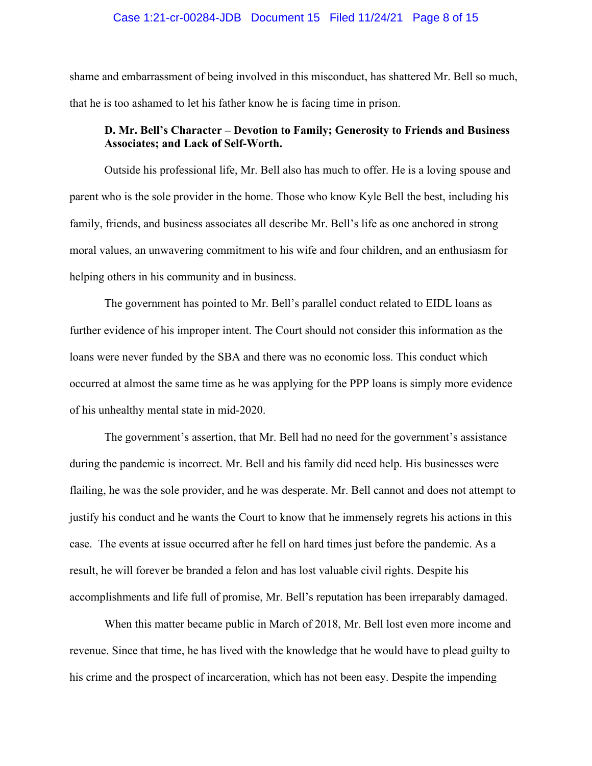shame and embarrassment of being involved in this misconduct, has shattered Mr. Bell so much, that he is too ashamed to let his father know he is facing time in prison.

**D. Mr. Bell's Character – Devotion to Family; Generosity to Friends and Business Associates; and Lack of Self-Worth.**

Outside his professional life, Mr. Bell also has much to offer. He is a loving spouse and parent who is the sole provider in the home. Those who know Kyle Bell the best, including his family, friends, and business associates all describe Mr. Bell's life as one anchored in strong moral values, an unwavering commitment to his wife and four children, and an enthusiasm for helping others in his community and in business.

The government has pointed to Mr. Bell's parallel conduct related to EIDL loans as further evidence of his improper intent. The Court should not consider this information as the loans were never funded by the SBA and there was no economic loss. This conduct which occurred at almost the same time as he was applying for the PPP loans is simply more evidence of his unhealthy mental state in mid-2020.

The government's assertion, that Mr. Bell had no need for the government's assistance during the pandemic is incorrect. Mr. Bell and his family did need help. His businesses were flailing, he was the sole provider, and he was desperate. Mr. Bell cannot and does not attempt to justify his conduct and he wants the Court to know that he immensely regrets his actions in this case. The events at issue occurred after he fell on hard times just before the pandemic. As a result, he will forever be branded a felon and has lost valuable civil rights. Despite his accomplishments and life full of promise, Mr. Bell's reputation has been irreparably damaged.

When this matter became public in March of 2018, Mr. Bell lost even more income and revenue. Since that time, he has lived with the knowledge that he would have to plead guilty to his crime and the prospect of incarceration, which has not been easy. Despite the impending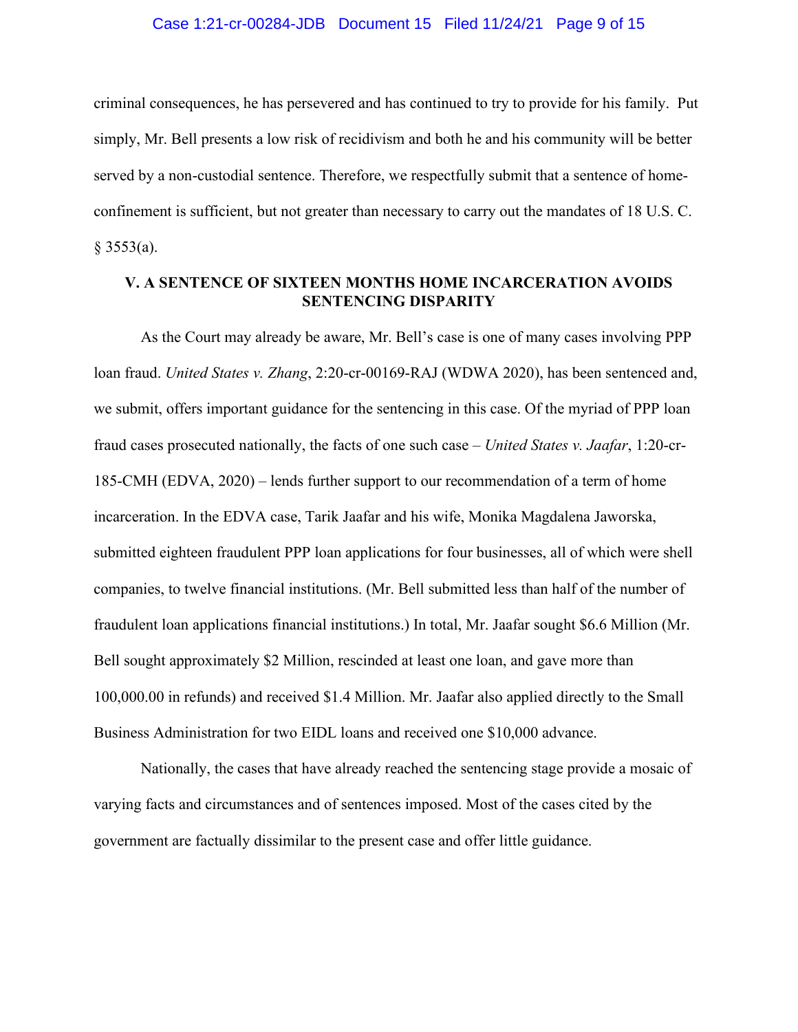criminal consequences, he has persevered and has continued to try to provide for his family. Put simply, Mr. Bell presents a low risk of recidivism and both he and his community will be better served by a non-custodial sentence. Therefore, we respectfully submit that a sentence of home-confinement is sufficient, but not greater than necessary to carry out the mandates of 18 U.S. C. § 3553(a).

## V. A SENTENCE OF SIXTEEN MONTHS HOME INCARCERATION AVOIDS SENTENCING DISPARITY

As the Court may already be aware, Mr. Bell's case is one of many cases involving PPP loan fraud. *United States v. Zhang*, 2:20-cr-00169-RAJ (WDWA 2020), has been sentenced and, we submit, offers important guidance for the sentencing in this case. Of the myriad of PPP loan fraud cases prosecuted nationally, the facts of one such case – *United States v. Jaafar*, 1:20-cr-185-CMH (EDVA, 2020) – lends further support to our recommendation of a term of home incarceration. In the EDVA case, Tarik Jaafar and his wife, Monika Magdalena Jaworska, submitted eighteen fraudulent PPP loan applications for four businesses, all of which were shell companies, to twelve financial institutions. (Mr. Bell submitted less than half of the number of fraudulent loan applications financial institutions.) In total, Mr. Jaafar sought \$6.6 Million (Mr. Bell sought approximately \$2 Million, rescinded at least one loan, and gave more than 100,000.00 in refunds) and received \$1.4 Million. Mr. Jaafar also applied directly to the Small Business Administration for two EIDL loans and received one \$10,000 advance.

Nationally, the cases that have already reached the sentencing stage provide a mosaic of varying facts and circumstances and of sentences imposed. Most of the cases cited by the government are factually dissimilar to the present case and offer little guidance.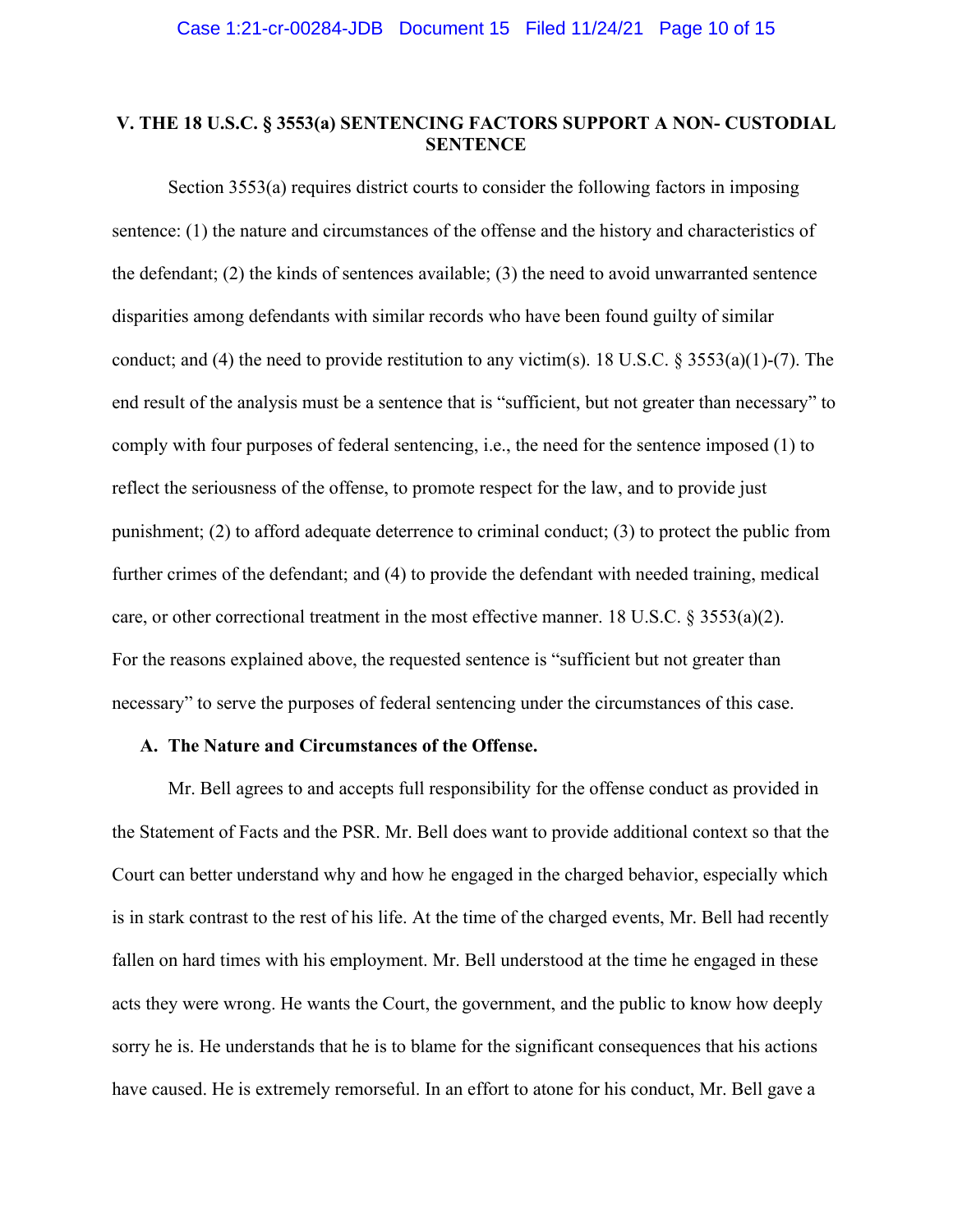## V. THE 18 U.S.C. § 3553(a) SENTENCING FACTORS SUPPORT A NON- CUSTODIAL SENTENCE

Section 3553(a) requires district courts to consider the following factors in imposing sentence: (1) the nature and circumstances of the offense and the history and characteristics of the defendant; (2) the kinds of sentences available; (3) the need to avoid unwarranted sentence disparities among defendants with similar records who have been found guilty of similar conduct; and (4) the need to provide restitution to any victim(s). 18 U.S.C. § 3553(a)(1)-(7). The end result of the analysis must be a sentence that is "sufficient, but not greater than necessary" to comply with four purposes of federal sentencing, i.e., the need for the sentence imposed (1) to reflect the seriousness of the offense, to promote respect for the law, and to provide just punishment; (2) to afford adequate deterrence to criminal conduct; (3) to protect the public from further crimes of the defendant; and (4) to provide the defendant with needed training, medical care, or other correctional treatment in the most effective manner. 18 U.S.C. § 3553(a)(2). For the reasons explained above, the requested sentence is "sufficient but not greater than necessary" to serve the purposes of federal sentencing under the circumstances of this case.

### A. The Nature and Circumstances of the Offense.

Mr. Bell agrees to and accepts full responsibility for the offense conduct as provided in the Statement of Facts and the PSR. Mr. Bell does want to provide additional context so that the Court can better understand why and how he engaged in the charged behavior, especially which is in stark contrast to the rest of his life. At the time of the charged events, Mr. Bell had recently fallen on hard times with his employment. Mr. Bell understood at the time he engaged in these acts they were wrong. He wants the Court, the government, and the public to know how deeply sorry he is. He understands that he is to blame for the significant consequences that his actions have caused. He is extremely remorseful. In an effort to atone for his conduct, Mr. Bell gave a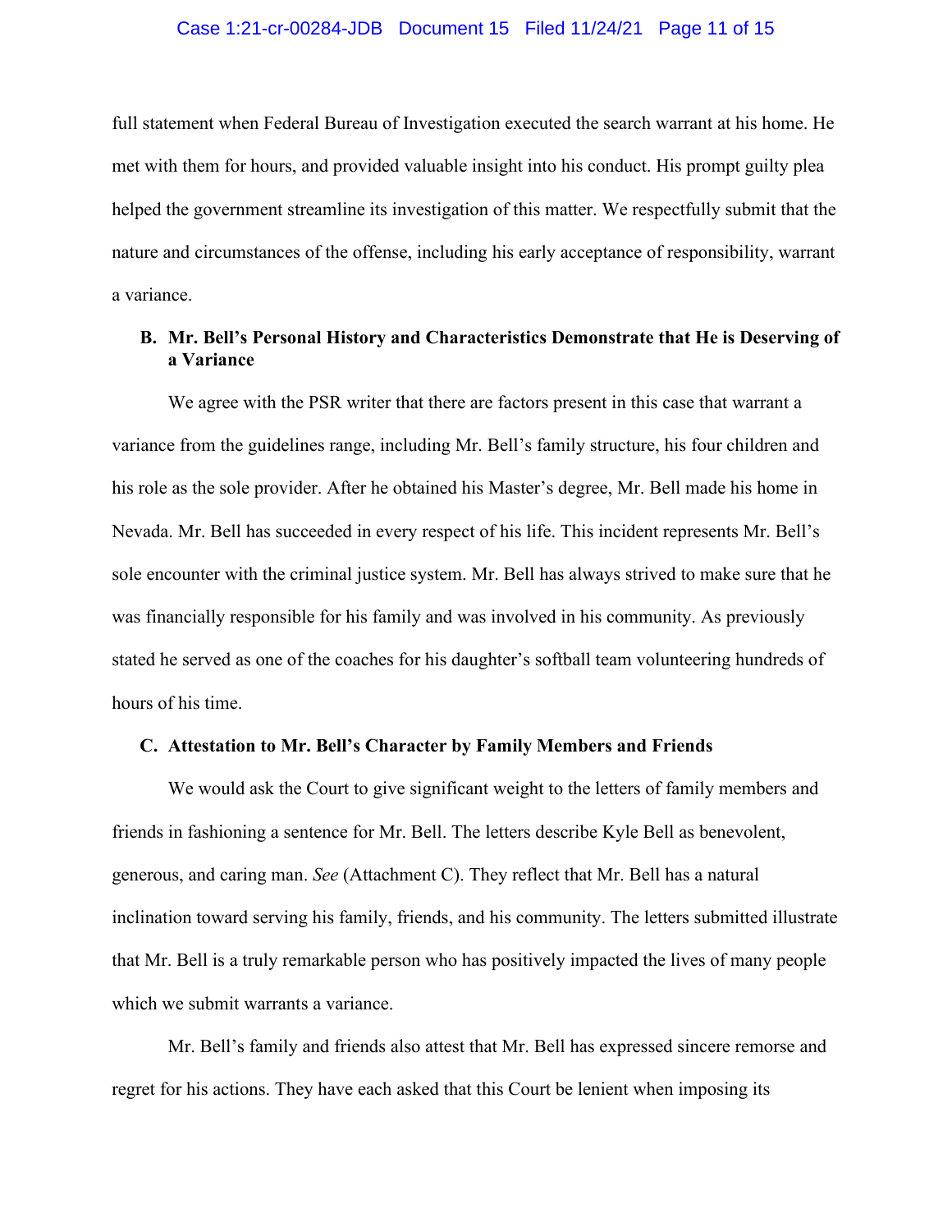full statement when Federal Bureau of Investigation executed the search warrant at his home. He met with them for hours, and provided valuable insight into his conduct. His prompt guilty plea helped the government streamline its investigation of this matter. We respectfully submit that the nature and circumstances of the offense, including his early acceptance of responsibility, warrant a variance.

**B. Mr. Bell's Personal History and Characteristics Demonstrate that He is Deserving of a Variance**

We agree with the PSR writer that there are factors present in this case that warrant a variance from the guidelines range, including Mr. Bell's family structure, his four children and his role as the sole provider. After he obtained his Master's degree, Mr. Bell made his home in Nevada. Mr. Bell has succeeded in every respect of his life. This incident represents Mr. Bell's sole encounter with the criminal justice system. Mr. Bell has always strived to make sure that he was financially responsible for his family and was involved in his community. As previously stated he served as one of the coaches for his daughter's softball team volunteering hundreds of hours of his time.

**C. Attestation to Mr. Bell's Character by Family Members and Friends**

We would ask the Court to give significant weight to the letters of family members and friends in fashioning a sentence for Mr. Bell. The letters describe Kyle Bell as benevolent, generous, and caring man. *See* (Attachment C). They reflect that Mr. Bell has a natural inclination toward serving his family, friends, and his community. The letters submitted illustrate that Mr. Bell is a truly remarkable person who has positively impacted the lives of many people which we submit warrants a variance.

Mr. Bell's family and friends also attest that Mr. Bell has expressed sincere remorse and regret for his actions. They have each asked that this Court be lenient when imposing its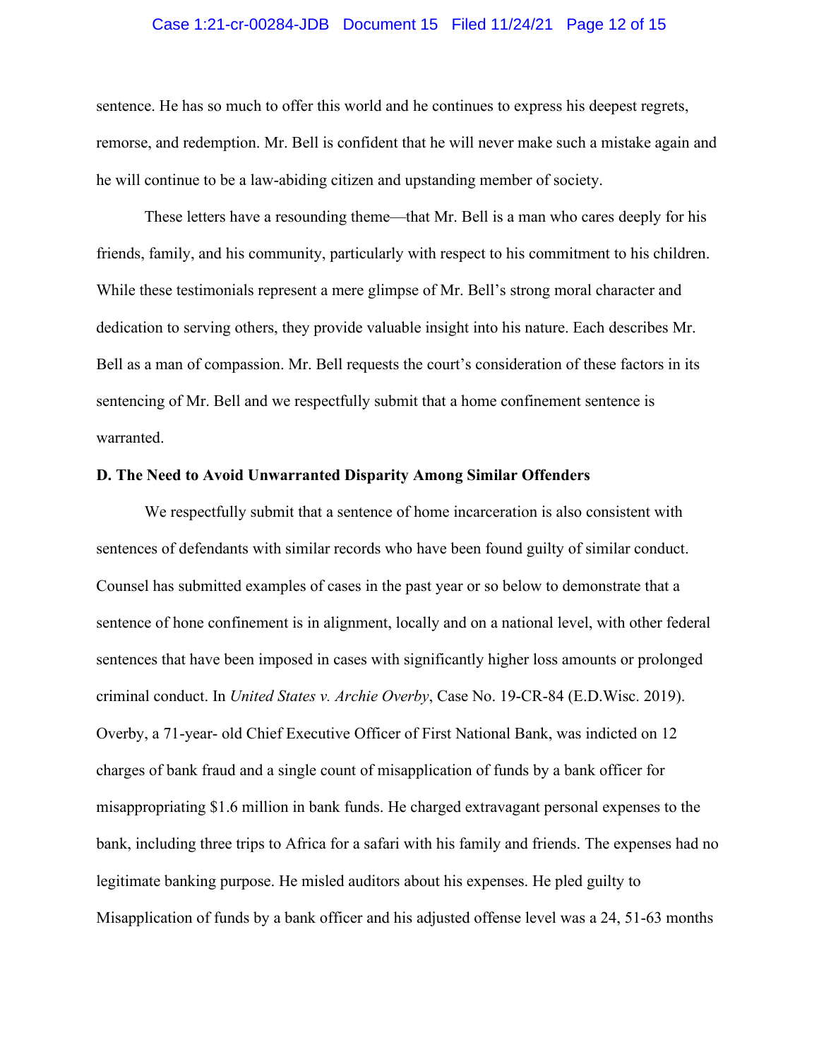sentence. He has so much to offer this world and he continues to express his deepest regrets, remorse, and redemption. Mr. Bell is confident that he will never make such a mistake again and he will continue to be a law-abiding citizen and upstanding member of society.

These letters have a resounding theme—that Mr. Bell is a man who cares deeply for his friends, family, and his community, particularly with respect to his commitment to his children. While these testimonials represent a mere glimpse of Mr. Bell's strong moral character and dedication to serving others, they provide valuable insight into his nature. Each describes Mr. Bell as a man of compassion. Mr. Bell requests the court's consideration of these factors in its sentencing of Mr. Bell and we respectfully submit that a home confinement sentence is warranted.

**D. The Need to Avoid Unwarranted Disparity Among Similar Offenders**

We respectfully submit that a sentence of home incarceration is also consistent with sentences of defendants with similar records who have been found guilty of similar conduct. Counsel has submitted examples of cases in the past year or so below to demonstrate that a sentence of hone confinement is in alignment, locally and on a national level, with other federal sentences that have been imposed in cases with significantly higher loss amounts or prolonged criminal conduct. In *United States v. Archie Overby*, Case No. 19-CR-84 (E.D.Wisc. 2019). Overby, a 71-year- old Chief Executive Officer of First National Bank, was indicted on 12 charges of bank fraud and a single count of misapplication of funds by a bank officer for misappropriating $1.6 million in bank funds. He charged extravagant personal expenses to the bank, including three trips to Africa for a safari with his family and friends. The expenses had no legitimate banking purpose. He misled auditors about his expenses. He pled guilty to Misapplication of funds by a bank officer and his adjusted offense level was a 24, 51-63 months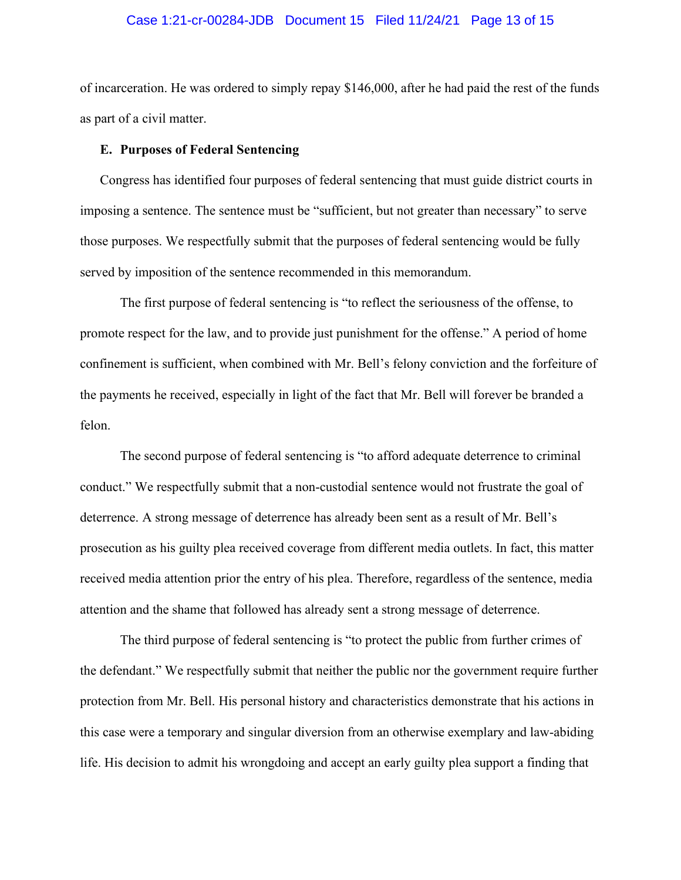of incarceration. He was ordered to simply repay $146,000, after he had paid the rest of the funds as part of a civil matter.

### E. Purposes of Federal Sentencing

Congress has identified four purposes of federal sentencing that must guide district courts in imposing a sentence. The sentence must be "sufficient, but not greater than necessary" to serve those purposes. We respectfully submit that the purposes of federal sentencing would be fully served by imposition of the sentence recommended in this memorandum.

The first purpose of federal sentencing is "to reflect the seriousness of the offense, to promote respect for the law, and to provide just punishment for the offense." A period of home confinement is sufficient, when combined with Mr. Bell's felony conviction and the forfeiture of the payments he received, especially in light of the fact that Mr. Bell will forever be branded a felon.

The second purpose of federal sentencing is "to afford adequate deterrence to criminal conduct." We respectfully submit that a non-custodial sentence would not frustrate the goal of deterrence. A strong message of deterrence has already been sent as a result of Mr. Bell's prosecution as his guilty plea received coverage from different media outlets. In fact, this matter received media attention prior the entry of his plea. Therefore, regardless of the sentence, media attention and the shame that followed has already sent a strong message of deterrence.

The third purpose of federal sentencing is "to protect the public from further crimes of the defendant." We respectfully submit that neither the public nor the government require further protection from Mr. Bell. His personal history and characteristics demonstrate that his actions in this case were a temporary and singular diversion from an otherwise exemplary and law-abiding life. His decision to admit his wrongdoing and accept an early guilty plea support a finding that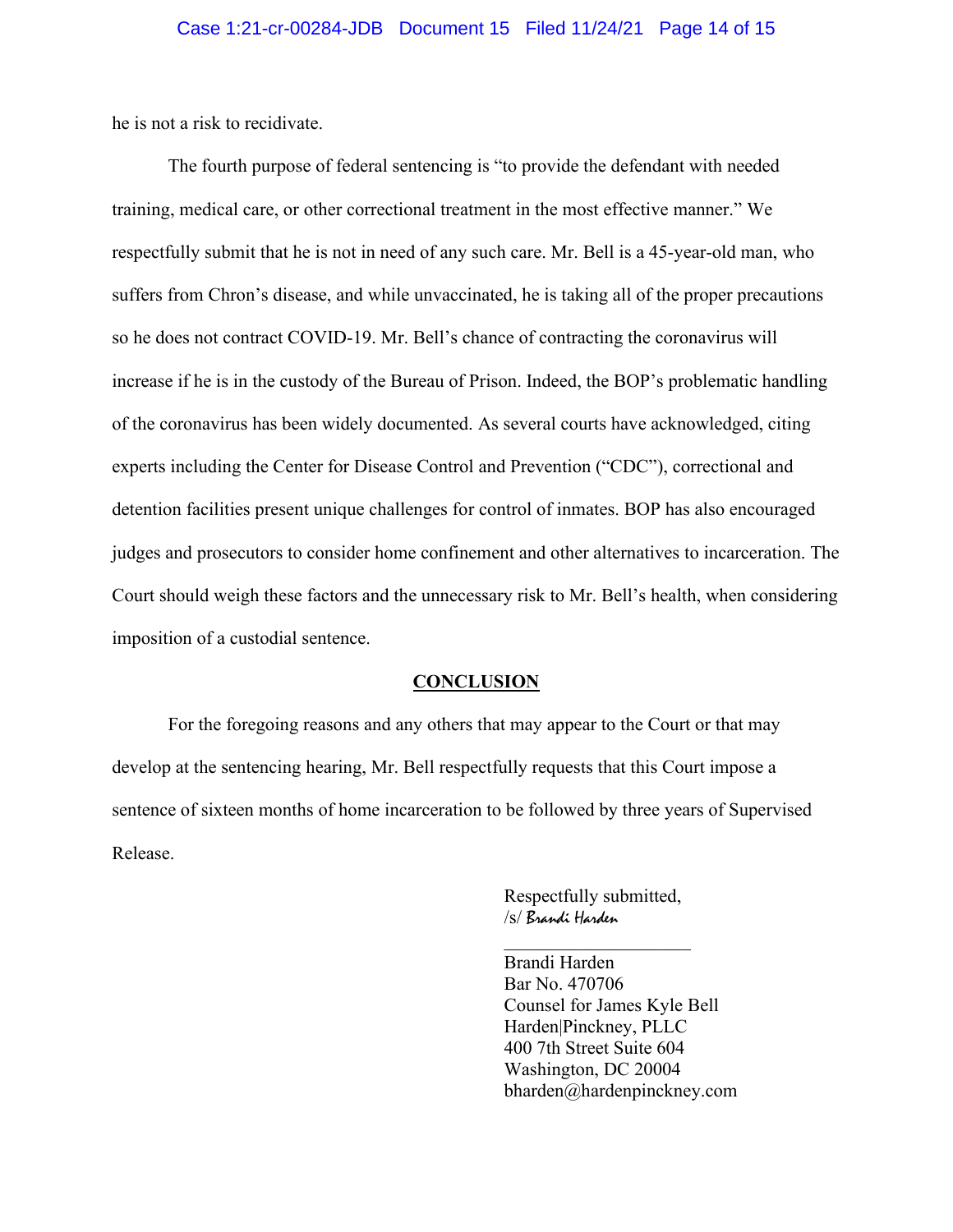he is not a risk to recidivate.

The fourth purpose of federal sentencing is "to provide the defendant with needed training, medical care, or other correctional treatment in the most effective manner." We respectfully submit that he is not in need of any such care. Mr. Bell is a 45-year-old man, who suffers from Chron's disease, and while unvaccinated, he is taking all of the proper precautions so he does not contract COVID-19. Mr. Bell's chance of contracting the coronavirus will increase if he is in the custody of the Bureau of Prison. Indeed, the BOP's problematic handling of the coronavirus has been widely documented. As several courts have acknowledged, citing experts including the Center for Disease Control and Prevention ("CDC"), correctional and detention facilities present unique challenges for control of inmates. BOP has also encouraged judges and prosecutors to consider home confinement and other alternatives to incarceration. The Court should weigh these factors and the unnecessary risk to Mr. Bell's health, when considering imposition of a custodial sentence.

**CONCLUSION**

For the foregoing reasons and any others that may appear to the Court or that may develop at the sentencing hearing, Mr. Bell respectfully requests that this Court impose a sentence of sixteen months of home incarceration to be followed by three years of Supervised Release.

Respectfully submitted,
/s/ Brandi Harden

Brandi Harden
Bar No. 470706
Counsel for James Kyle Bell
Harden|Pinckney, PLLC
400 7th Street Suite 604
Washington, DC 20004
bharden@hardenpinckney.com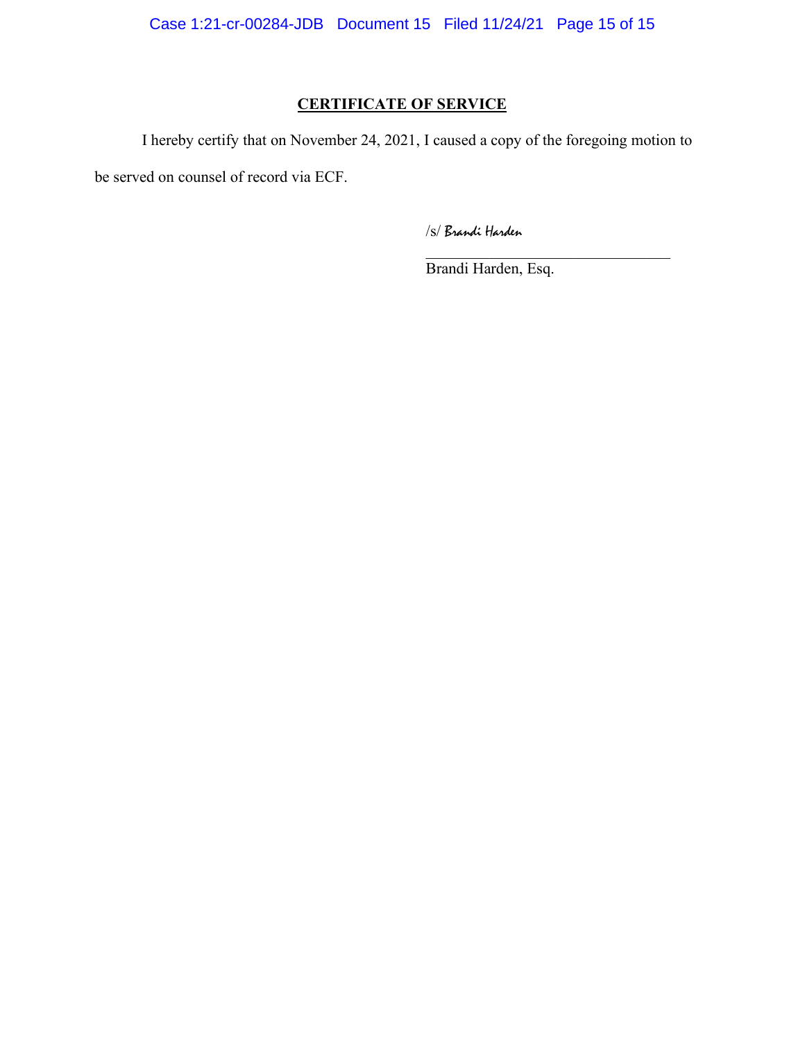## CERTIFICATE OF SERVICE

I hereby certify that on November 24, 2021, I caused a copy of the foregoing motion to be served on counsel of record via ECF.

/s/ Brandi Harden

_______________________________

Brandi Harden, Esq.